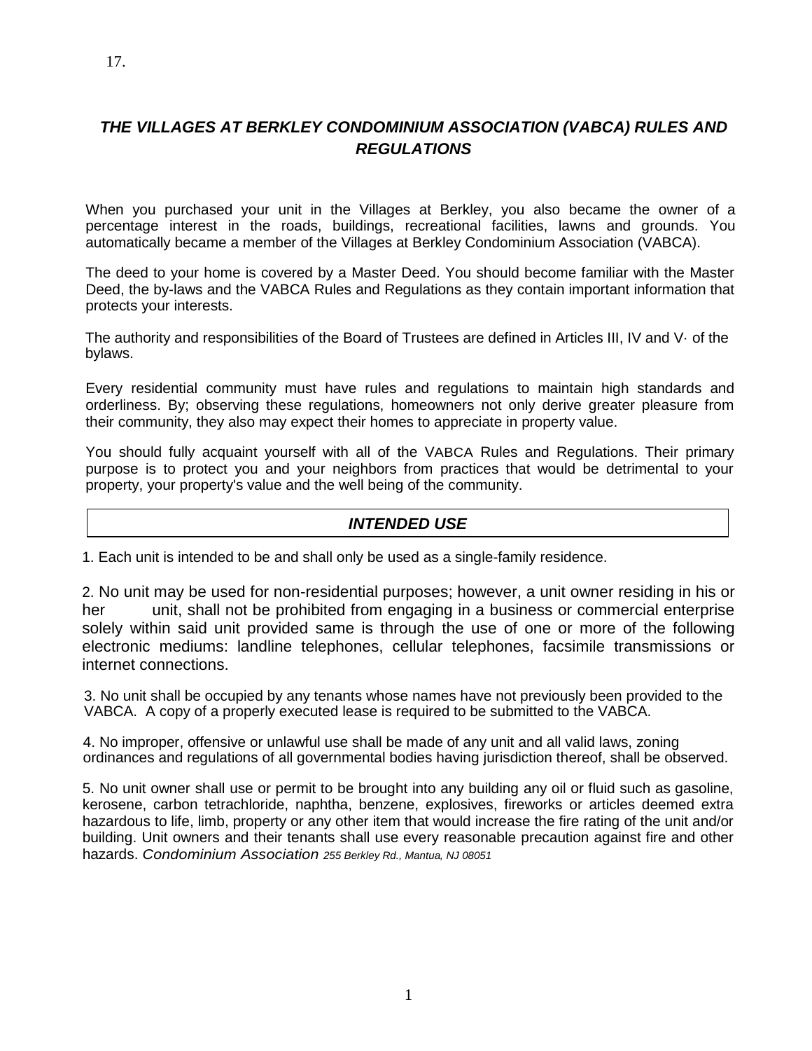17.

## *THE VILLAGES AT BERKLEY CONDOMINIUM ASSOCIATION (VABCA) RULES AND REGULATIONS*

When you purchased your unit in the Villages at Berkley, you also became the owner of a percentage interest in the roads, buildings, recreational facilities, lawns and grounds. You automatically became a member of the Villages at Berkley Condominium Association (VABCA).

The deed to your home is covered by a Master Deed. You should become familiar with the Master Deed, the by-laws and the VABCA Rules and Regulations as they contain important information that protects your interests.

The authority and responsibilities of the Board of Trustees are defined in Articles III, IV and V· of the bylaws.

Every residential community must have rules and regulations to maintain high standards and orderliness. By; observing these regulations, homeowners not only derive greater pleasure from their community, they also may expect their homes to appreciate in property value.

You should fully acquaint yourself with all of the VABCA Rules and Regulations. Their primary purpose is to protect you and your neighbors from practices that would be detrimental to your property, your property's value and the well being of the community.

### *INTENDED USE*

1. Each unit is intended to be and shall only be used as a single-family residence.

2. No unit may be used for non-residential purposes; however, a unit owner residing in his or her unit, shall not be prohibited from engaging in a business or commercial enterprise solely within said unit provided same is through the use of one or more of the following electronic mediums: landline telephones, cellular telephones, facsimile transmissions or internet connections.

3. No unit shall be occupied by any tenants whose names have not previously been provided to the VABCA. A copy of a properly executed lease is required to be submitted to the VABCA.

4. No improper, offensive or unlawful use shall be made of any unit and all valid laws, zoning ordinances and regulations of all governmental bodies having jurisdiction thereof, shall be observed.

5. No unit owner shall use or permit to be brought into any building any oil or fluid such as gasoline, kerosene, carbon tetrachloride, naphtha, benzene, explosives, fireworks or articles deemed extra hazardous to life, limb, property or any other item that would increase the fire rating of the unit and/or building. Unit owners and their tenants shall use every reasonable precaution against fire and other hazards. *Condominium Association* *255 Berkley Rd., Mantua, NJ 08051*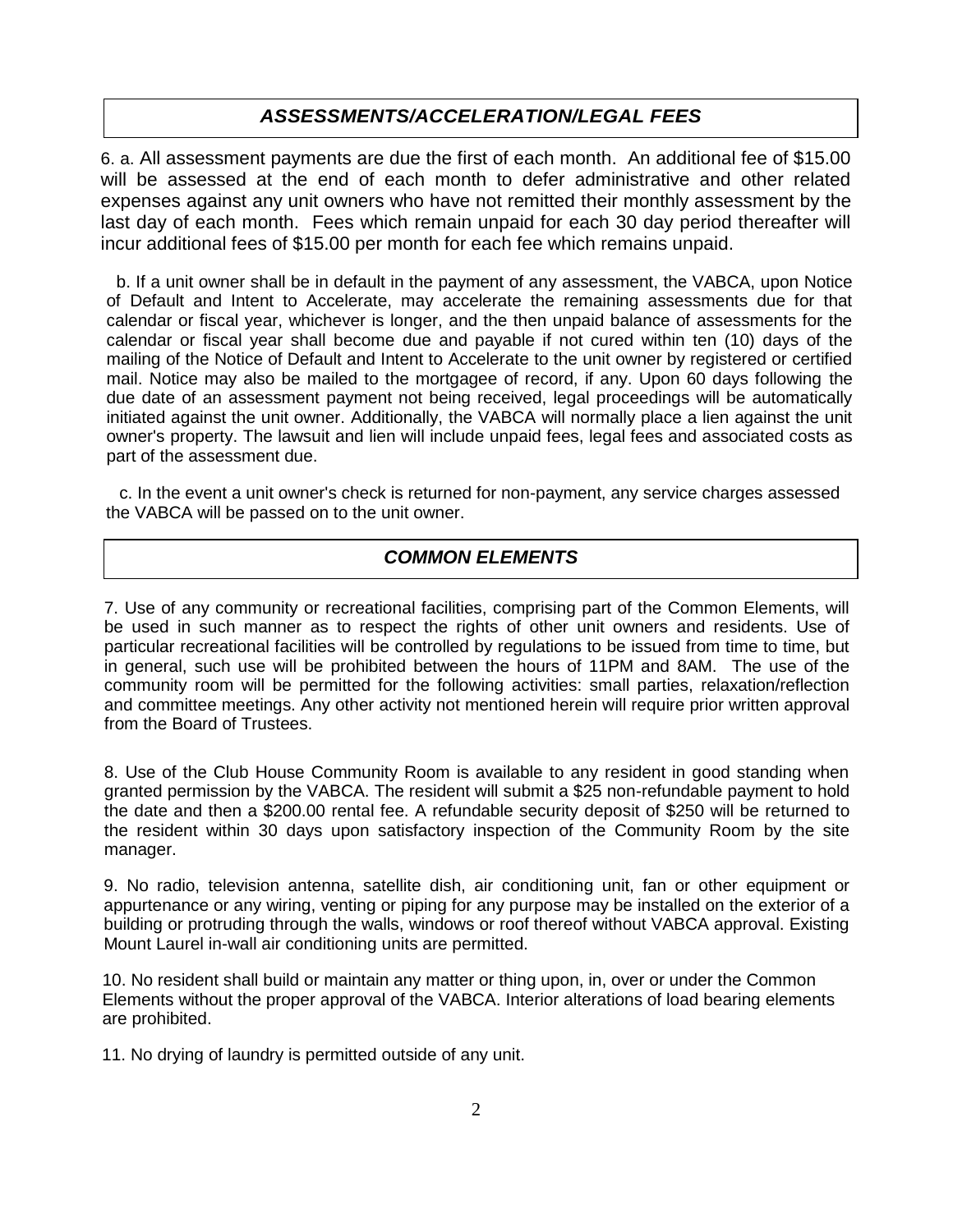## *ASSESSMENTS/ACCELERATION/LEGAL FEES*

6. a. All assessment payments are due the first of each month. An additional fee of $15.00 will be assessed at the end of each month to defer administrative and other related expenses against any unit owners who have not remitted their monthly assessment by the last day of each month. Fees which remain unpaid for each 30 day period thereafter will incur additional fees of $15.00 per month for each fee which remains unpaid.

b. If a unit owner shall be in default in the payment of any assessment, the VABCA, upon Notice of Default and Intent to Accelerate, may accelerate the remaining assessments due for that calendar or fiscal year, whichever is longer, and the then unpaid balance of assessments for the calendar or fiscal year shall become due and payable if not cured within ten (10) days of the mailing of the Notice of Default and Intent to Accelerate to the unit owner by registered or certified mail. Notice may also be mailed to the mortgagee of record, if any. Upon 60 days following the due date of an assessment payment not being received, legal proceedings will be automatically initiated against the unit owner. Additionally, the VABCA will normally place a lien against the unit owner's property. The lawsuit and lien will include unpaid fees, legal fees and associated costs as part of the assessment due.

c. In the event a unit owner's check is returned for non-payment, any service charges assessed the VABCA will be passed on to the unit owner.

## *COMMON ELEMENTS*

7. Use of any community or recreational facilities, comprising part of the Common Elements, will be used in such manner as to respect the rights of other unit owners and residents. Use of particular recreational facilities will be controlled by regulations to be issued from time to time, but in general, such use will be prohibited between the hours of 11PM and 8AM. The use of the community room will be permitted for the following activities: small parties, relaxation/reflection and committee meetings. Any other activity not mentioned herein will require prior written approval from the Board of Trustees.

8. Use of the Club House Community Room is available to any resident in good standing when granted permission by the VABCA. The resident will submit a $25 non-refundable payment to hold the date and then a $200.00 rental fee. A refundable security deposit of $250 will be returned to the resident within 30 days upon satisfactory inspection of the Community Room by the site manager.

9. No radio, television antenna, satellite dish, air conditioning unit, fan or other equipment or appurtenance or any wiring, venting or piping for any purpose may be installed on the exterior of a building or protruding through the walls, windows or roof thereof without VABCA approval. Existing Mount Laurel in-wall air conditioning units are permitted.

10. No resident shall build or maintain any matter or thing upon, in, over or under the Common Elements without the proper approval of the VABCA. Interior alterations of load bearing elements are prohibited.

11. No drying of laundry is permitted outside of any unit.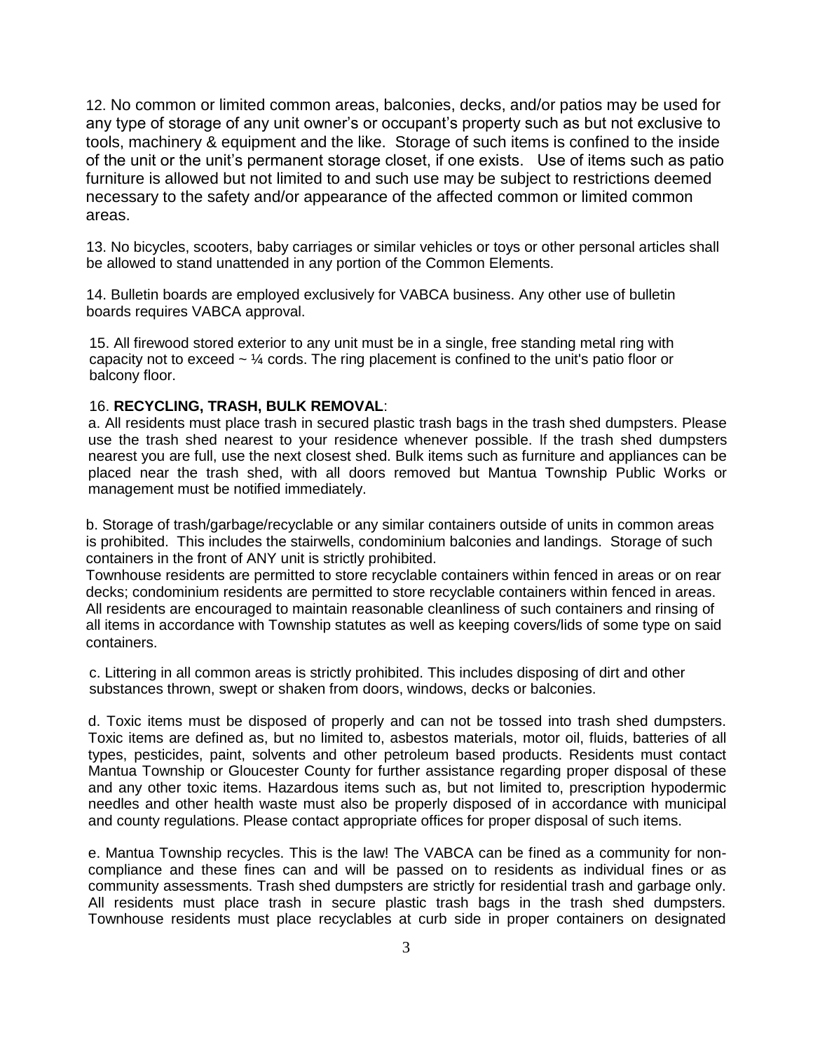12. No common or limited common areas, balconies, decks, and/or patios may be used for any type of storage of any unit owner's or occupant's property such as but not exclusive to tools, machinery & equipment and the like. Storage of such items is confined to the inside of the unit or the unit's permanent storage closet, if one exists. Use of items such as patio furniture is allowed but not limited to and such use may be subject to restrictions deemed necessary to the safety and/or appearance of the affected common or limited common areas.

13. No bicycles, scooters, baby carriages or similar vehicles or toys or other personal articles shall be allowed to stand unattended in any portion of the Common Elements.

14. Bulletin boards are employed exclusively for VABCA business. Any other use of bulletin boards requires VABCA approval.

15. All firewood stored exterior to any unit must be in a single, free standing metal ring with capacity not to exceed ~ ¼ cords. The ring placement is confined to the unit's patio floor or balcony floor.

16. **RECYCLING, TRASH, BULK REMOVAL**:

a. All residents must place trash in secured plastic trash bags in the trash shed dumpsters. Please use the trash shed nearest to your residence whenever possible. If the trash shed dumpsters nearest you are full, use the next closest shed. Bulk items such as furniture and appliances can be placed near the trash shed, with all doors removed but Mantua Township Public Works or management must be notified immediately.

b. Storage of trash/garbage/recyclable or any similar containers outside of units in common areas is prohibited. This includes the stairwells, condominium balconies and landings. Storage of such containers in the front of ANY unit is strictly prohibited.
Townhouse residents are permitted to store recyclable containers within fenced in areas or on rear decks; condominium residents are permitted to store recyclable containers within fenced in areas. All residents are encouraged to maintain reasonable cleanliness of such containers and rinsing of all items in accordance with Township statutes as well as keeping covers/lids of some type on said containers.

c. Littering in all common areas is strictly prohibited. This includes disposing of dirt and other substances thrown, swept or shaken from doors, windows, decks or balconies.

d. Toxic items must be disposed of properly and can not be tossed into trash shed dumpsters. Toxic items are defined as, but no limited to, asbestos materials, motor oil, fluids, batteries of all types, pesticides, paint, solvents and other petroleum based products. Residents must contact Mantua Township or Gloucester County for further assistance regarding proper disposal of these and any other toxic items. Hazardous items such as, but not limited to, prescription hypodermic needles and other health waste must also be properly disposed of in accordance with municipal and county regulations. Please contact appropriate offices for proper disposal of such items.

e. Mantua Township recycles. This is the law! The VABCA can be fined as a community for non-compliance and these fines can and will be passed on to residents as individual fines or as community assessments. Trash shed dumpsters are strictly for residential trash and garbage only. All residents must place trash in secure plastic trash bags in the trash shed dumpsters. Townhouse residents must place recyclables at curb side in proper containers on designated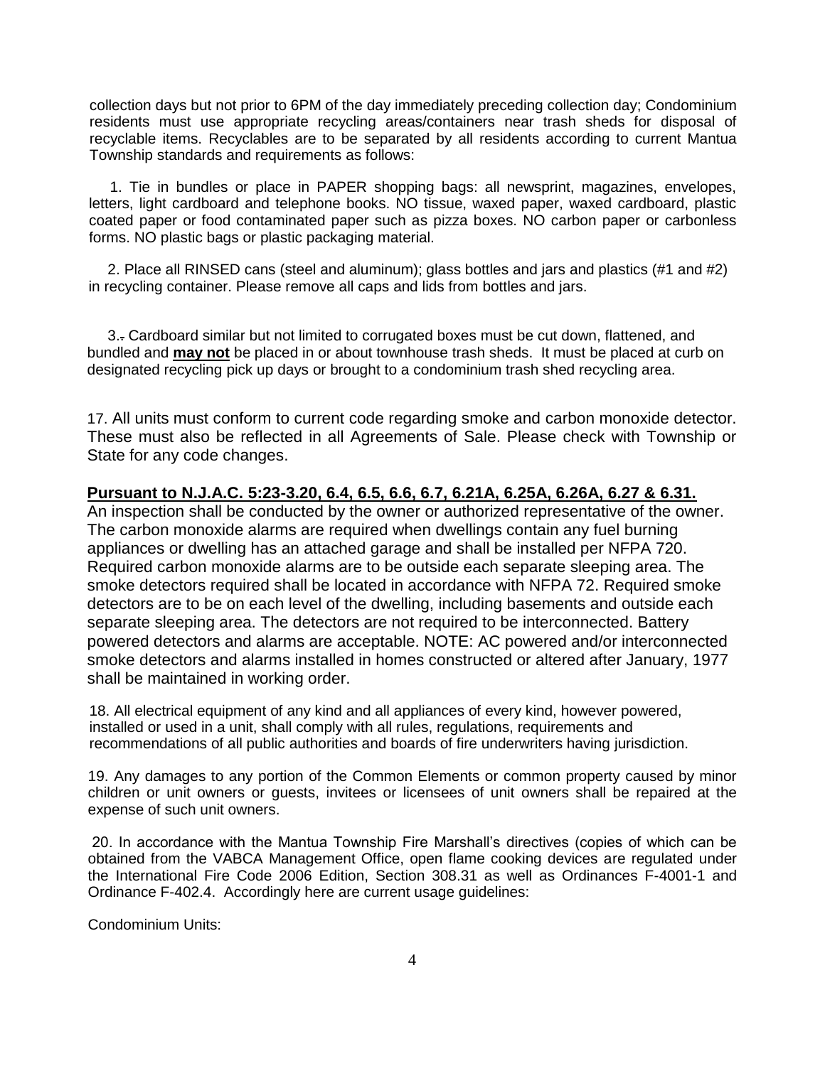collection days but not prior to 6PM of the day immediately preceding collection day; Condominium residents must use appropriate recycling areas/containers near trash sheds for disposal of recyclable items. Recyclables are to be separated by all residents according to current Mantua Township standards and requirements as follows:

1. Tie in bundles or place in PAPER shopping bags: all newsprint, magazines, envelopes, letters, light cardboard and telephone books. NO tissue, waxed paper, waxed cardboard, plastic coated paper or food contaminated paper such as pizza boxes. NO carbon paper or carbonless forms. NO plastic bags or plastic packaging material.

2. Place all RINSED cans (steel and aluminum); glass bottles and jars and plastics (#1 and #2) in recycling container. Please remove all caps and lids from bottles and jars.

3. Cardboard similar but not limited to corrugated boxes must be cut down, flattened, and bundled and **may not** be placed in or about townhouse trash sheds. It must be placed at curb on designated recycling pick up days or brought to a condominium trash shed recycling area.

17. All units must conform to current code regarding smoke and carbon monoxide detector. These must also be reflected in all Agreements of Sale. Please check with Township or State for any code changes.

**Pursuant to N.J.A.C. 5:23-3.20, 6.4, 6.5, 6.6, 6.7, 6.21A, 6.25A, 6.26A, 6.27 & 6.31.**
An inspection shall be conducted by the owner or authorized representative of the owner. The carbon monoxide alarms are required when dwellings contain any fuel burning appliances or dwelling has an attached garage and shall be installed per NFPA 720. Required carbon monoxide alarms are to be outside each separate sleeping area. The smoke detectors required shall be located in accordance with NFPA 72. Required smoke detectors are to be on each level of the dwelling, including basements and outside each separate sleeping area. The detectors are not required to be interconnected. Battery powered detectors and alarms are acceptable. NOTE: AC powered and/or interconnected smoke detectors and alarms installed in homes constructed or altered after January, 1977 shall be maintained in working order.

18. All electrical equipment of any kind and all appliances of every kind, however powered, installed or used in a unit, shall comply with all rules, regulations, requirements and recommendations of all public authorities and boards of fire underwriters having jurisdiction.

19. Any damages to any portion of the Common Elements or common property caused by minor children or unit owners or guests, invitees or licensees of unit owners shall be repaired at the expense of such unit owners.

20. In accordance with the Mantua Township Fire Marshall's directives (copies of which can be obtained from the VABCA Management Office, open flame cooking devices are regulated under the International Fire Code 2006 Edition, Section 308.31 as well as Ordinances F-4001-1 and Ordinance F-402.4. Accordingly here are current usage guidelines:

Condominium Units: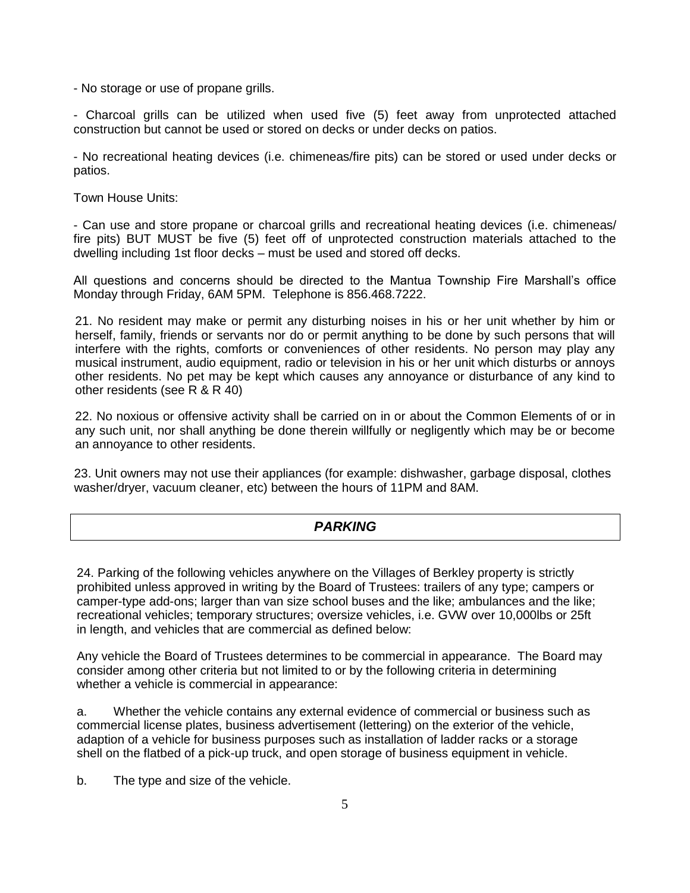- No storage or use of propane grills.

- Charcoal grills can be utilized when used five (5) feet away from unprotected attached construction but cannot be used or stored on decks or under decks on patios.

- No recreational heating devices (i.e. chimeneas/fire pits) can be stored or used under decks or patios.

Town House Units:

- Can use and store propane or charcoal grills and recreational heating devices (i.e. chimeneas/ fire pits) BUT MUST be five (5) feet off of unprotected construction materials attached to the dwelling including 1st floor decks – must be used and stored off decks.

All questions and concerns should be directed to the Mantua Township Fire Marshall's office Monday through Friday, 6AM 5PM. Telephone is 856.468.7222.

21. No resident may make or permit any disturbing noises in his or her unit whether by him or herself, family, friends or servants nor do or permit anything to be done by such persons that will interfere with the rights, comforts or conveniences of other residents. No person may play any musical instrument, audio equipment, radio or television in his or her unit which disturbs or annoys other residents. No pet may be kept which causes any annoyance or disturbance of any kind to other residents (see R & R 40)

22. No noxious or offensive activity shall be carried on in or about the Common Elements of or in any such unit, nor shall anything be done therein willfully or negligently which may be or become an annoyance to other residents.

23. Unit owners may not use their appliances (for example: dishwasher, garbage disposal, clothes washer/dryer, vacuum cleaner, etc) between the hours of 11PM and 8AM.

## *PARKING*

24. Parking of the following vehicles anywhere on the Villages of Berkley property is strictly prohibited unless approved in writing by the Board of Trustees: trailers of any type; campers or camper-type add-ons; larger than van size school buses and the like; ambulances and the like; recreational vehicles; temporary structures; oversize vehicles, i.e. GVW over 10,000lbs or 25ft in length, and vehicles that are commercial as defined below:

Any vehicle the Board of Trustees determines to be commercial in appearance. The Board may consider among other criteria but not limited to or by the following criteria in determining whether a vehicle is commercial in appearance:

a. Whether the vehicle contains any external evidence of commercial or business such as commercial license plates, business advertisement (lettering) on the exterior of the vehicle, adaption of a vehicle for business purposes such as installation of ladder racks or a storage shell on the flatbed of a pick-up truck, and open storage of business equipment in vehicle.

b. The type and size of the vehicle.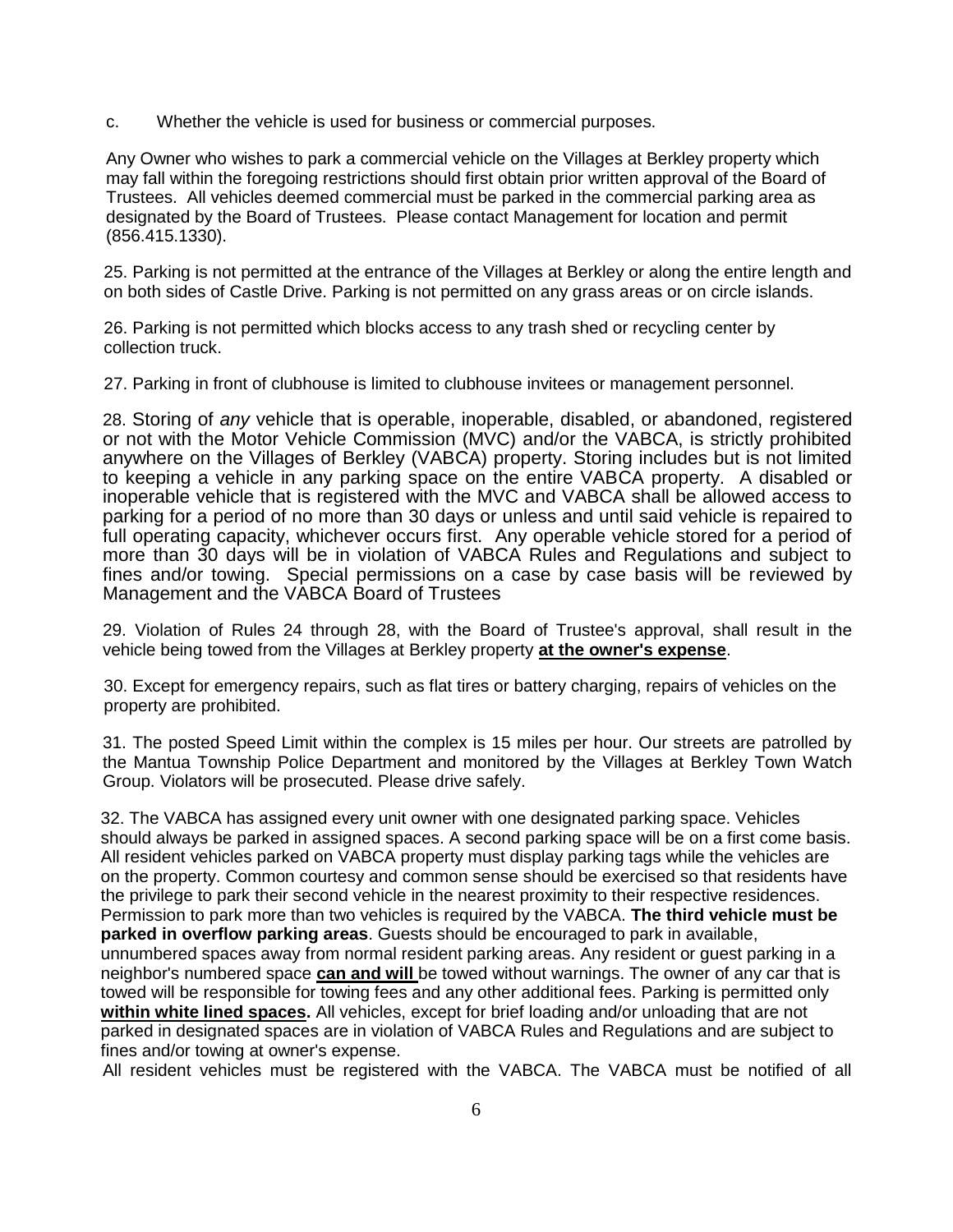c. Whether the vehicle is used for business or commercial purposes.

Any Owner who wishes to park a commercial vehicle on the Villages at Berkley property which may fall within the foregoing restrictions should first obtain prior written approval of the Board of Trustees. All vehicles deemed commercial must be parked in the commercial parking area as designated by the Board of Trustees. Please contact Management for location and permit (856.415.1330).

25. Parking is not permitted at the entrance of the Villages at Berkley or along the entire length and on both sides of Castle Drive. Parking is not permitted on any grass areas or on circle islands.

26. Parking is not permitted which blocks access to any trash shed or recycling center by collection truck.

27. Parking in front of clubhouse is limited to clubhouse invitees or management personnel.

28. Storing of *any* vehicle that is operable, inoperable, disabled, or abandoned, registered or not with the Motor Vehicle Commission (MVC) and/or the VABCA, is strictly prohibited anywhere on the Villages of Berkley (VABCA) property. Storing includes but is not limited to keeping a vehicle in any parking space on the entire VABCA property. A disabled or inoperable vehicle that is registered with the MVC and VABCA shall be allowed access to parking for a period of no more than 30 days or unless and until said vehicle is repaired to full operating capacity, whichever occurs first. Any operable vehicle stored for a period of more than 30 days will be in violation of VABCA Rules and Regulations and subject to fines and/or towing. Special permissions on a case by case basis will be reviewed by Management and the VABCA Board of Trustees

29. Violation of Rules 24 through 28, with the Board of Trustee's approval, shall result in the vehicle being towed from the Villages at Berkley property **at the owner's expense**.

30. Except for emergency repairs, such as flat tires or battery charging, repairs of vehicles on the property are prohibited.

31. The posted Speed Limit within the complex is 15 miles per hour. Our streets are patrolled by the Mantua Township Police Department and monitored by the Villages at Berkley Town Watch Group. Violators will be prosecuted. Please drive safely.

32. The VABCA has assigned every unit owner with one designated parking space. Vehicles should always be parked in assigned spaces. A second parking space will be on a first come basis. All resident vehicles parked on VABCA property must display parking tags while the vehicles are on the property. Common courtesy and common sense should be exercised so that residents have the privilege to park their second vehicle in the nearest proximity to their respective residences. Permission to park more than two vehicles is required by the VABCA. **The third vehicle must be parked in overflow parking areas**. Guests should be encouraged to park in available, unnumbered spaces away from normal resident parking areas. Any resident or guest parking in a neighbor's numbered space **can and will** be towed without warnings. The owner of any car that is towed will be responsible for towing fees and any other additional fees. Parking is permitted only **within white lined spaces.** All vehicles, except for brief loading and/or unloading that are not parked in designated spaces are in violation of VABCA Rules and Regulations and are subject to fines and/or towing at owner's expense.

All resident vehicles must be registered with the VABCA. The VABCA must be notified of all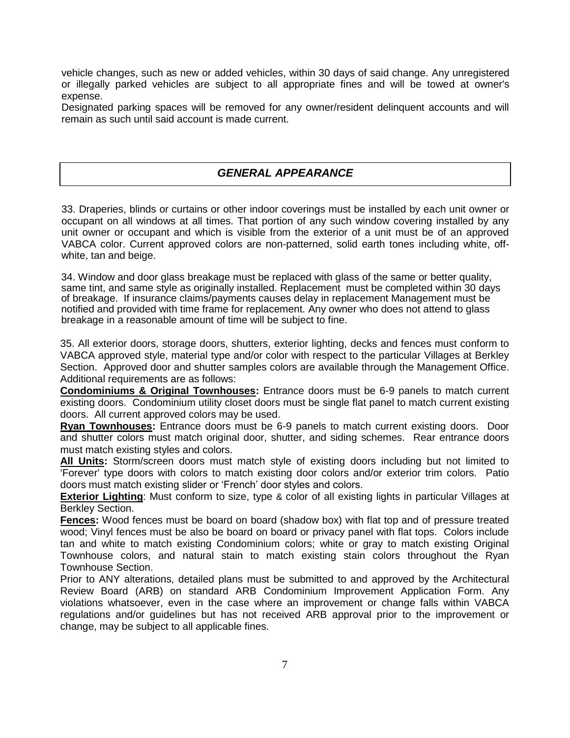vehicle changes, such as new or added vehicles, within 30 days of said change. Any unregistered or illegally parked vehicles are subject to all appropriate fines and will be towed at owner's expense.
Designated parking spaces will be removed for any owner/resident delinquent accounts and will remain as such until said account is made current.

## *GENERAL APPEARANCE*

33. Draperies, blinds or curtains or other indoor coverings must be installed by each unit owner or occupant on all windows at all times. That portion of any such window covering installed by any unit owner or occupant and which is visible from the exterior of a unit must be of an approved VABCA color. Current approved colors are non-patterned, solid earth tones including white, off-white, tan and beige.

34. Window and door glass breakage must be replaced with glass of the same or better quality, same tint, and same style as originally installed. Replacement must be completed within 30 days of breakage. If insurance claims/payments causes delay in replacement Management must be notified and provided with time frame for replacement. Any owner who does not attend to glass breakage in a reasonable amount of time will be subject to fine.

35. All exterior doors, storage doors, shutters, exterior lighting, decks and fences must conform to VABCA approved style, material type and/or color with respect to the particular Villages at Berkley Section. Approved door and shutter samples colors are available through the Management Office. Additional requirements are as follows:
**Condominiums & Original Townhouses:** Entrance doors must be 6-9 panels to match current existing doors. Condominium utility closet doors must be single flat panel to match current existing doors. All current approved colors may be used.
**Ryan Townhouses:** Entrance doors must be 6-9 panels to match current existing doors. Door and shutter colors must match original door, shutter, and siding schemes. Rear entrance doors must match existing styles and colors.
**All Units:** Storm/screen doors must match style of existing doors including but not limited to 'Forever' type doors with colors to match existing door colors and/or exterior trim colors. Patio doors must match existing slider or 'French' door styles and colors.
**Exterior Lighting**: Must conform to size, type & color of all existing lights in particular Villages at Berkley Section.
**Fences:** Wood fences must be board on board (shadow box) with flat top and of pressure treated wood; Vinyl fences must be also be board on board or privacy panel with flat tops. Colors include tan and white to match existing Condominium colors; white or gray to match existing Original Townhouse colors, and natural stain to match existing stain colors throughout the Ryan Townhouse Section.
Prior to ANY alterations, detailed plans must be submitted to and approved by the Architectural Review Board (ARB) on standard ARB Condominium Improvement Application Form. Any violations whatsoever, even in the case where an improvement or change falls within VABCA regulations and/or guidelines but has not received ARB approval prior to the improvement or change, may be subject to all applicable fines.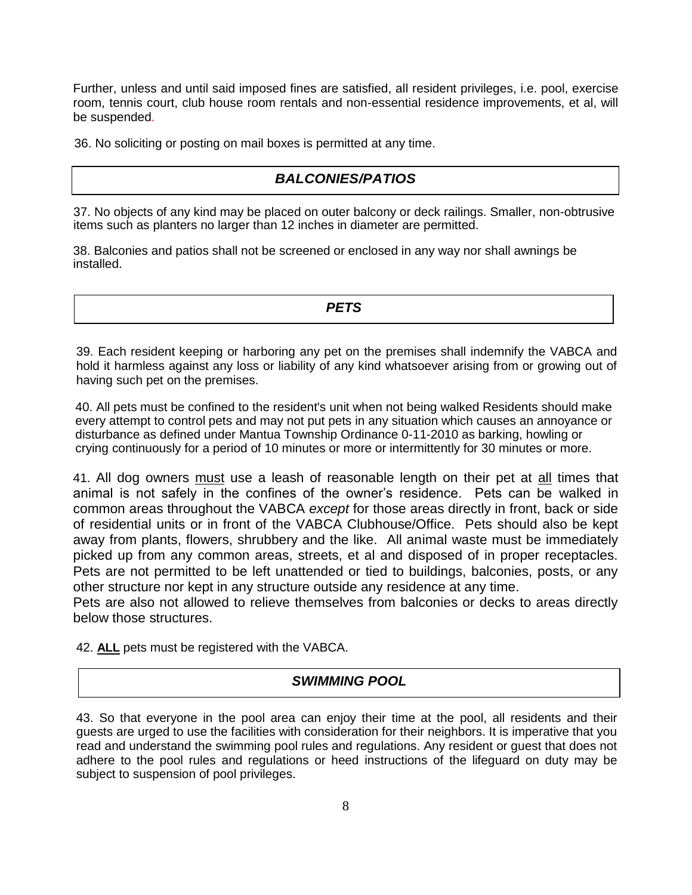Further, unless and until said imposed fines are satisfied, all resident privileges, i.e. pool, exercise room, tennis court, club house room rentals and non-essential residence improvements, et al, will be suspended.

36. No soliciting or posting on mail boxes is permitted at any time.

## *BALCONIES/PATIOS*

37. No objects of any kind may be placed on outer balcony or deck railings. Smaller, non-obtrusive items such as planters no larger than 12 inches in diameter are permitted.

38. Balconies and patios shall not be screened or enclosed in any way nor shall awnings be installed.

## *PETS*

39. Each resident keeping or harboring any pet on the premises shall indemnify the VABCA and hold it harmless against any loss or liability of any kind whatsoever arising from or growing out of having such pet on the premises.

40. All pets must be confined to the resident's unit when not being walked Residents should make every attempt to control pets and may not put pets in any situation which causes an annoyance or disturbance as defined under Mantua Township Ordinance 0-11-2010 as barking, howling or crying continuously for a period of 10 minutes or more or intermittently for 30 minutes or more.

41. All dog owners <u>must</u> use a leash of reasonable length on their pet at <u>all</u> times that animal is not safely in the confines of the owner's residence. Pets can be walked in common areas throughout the VABCA *except* for those areas directly in front, back or side of residential units or in front of the VABCA Clubhouse/Office. Pets should also be kept away from plants, flowers, shrubbery and the like. All animal waste must be immediately picked up from any common areas, streets, et al and disposed of in proper receptacles. Pets are not permitted to be left unattended or tied to buildings, balconies, posts, or any other structure nor kept in any structure outside any residence at any time.
Pets are also not allowed to relieve themselves from balconies or decks to areas directly below those structures.

42. <u>**ALL**</u> pets must be registered with the VABCA.

## *SWIMMING POOL*

43. So that everyone in the pool area can enjoy their time at the pool, all residents and their guests are urged to use the facilities with consideration for their neighbors. It is imperative that you read and understand the swimming pool rules and regulations. Any resident or guest that does not adhere to the pool rules and regulations or heed instructions of the lifeguard on duty may be subject to suspension of pool privileges.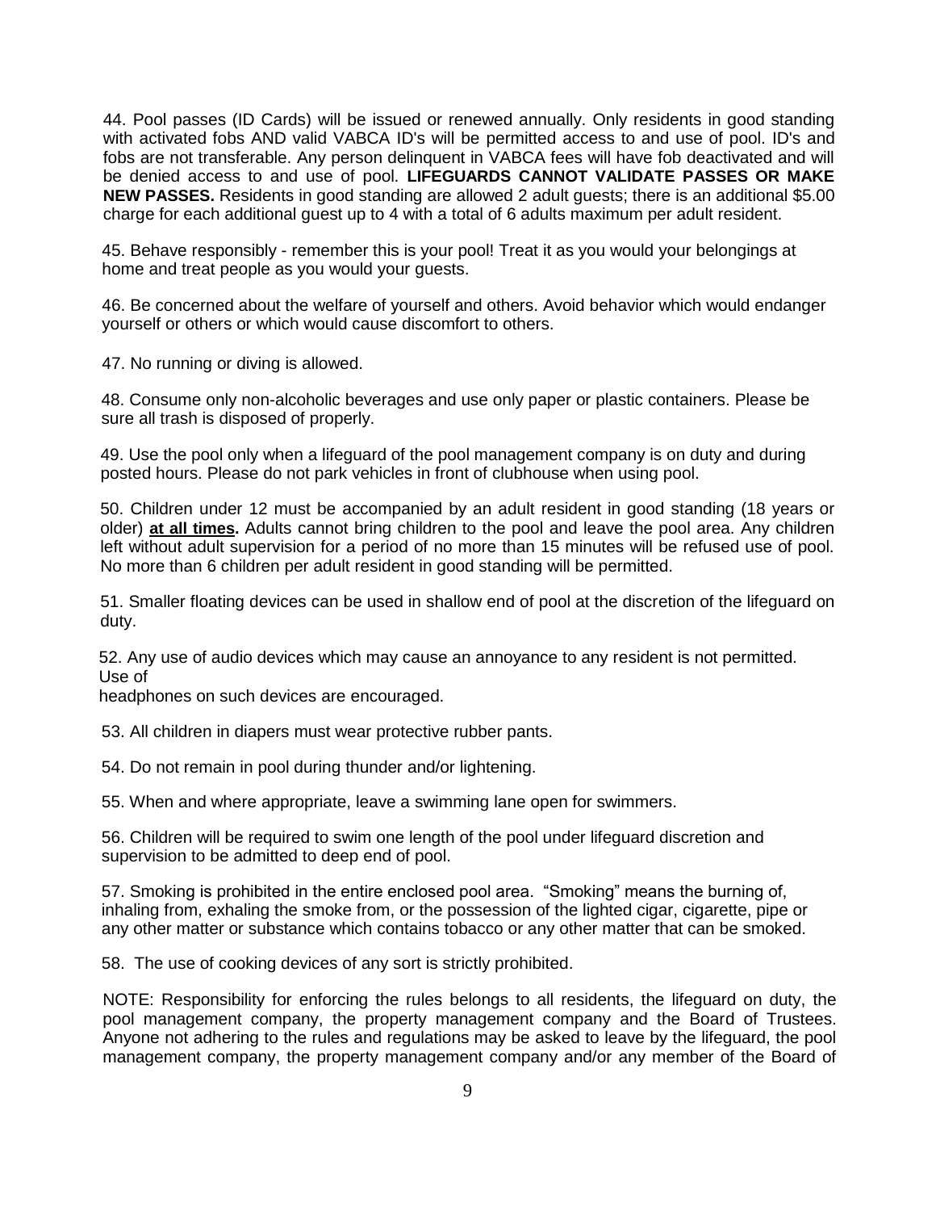44. Pool passes (ID Cards) will be issued or renewed annually. Only residents in good standing with activated fobs AND valid VABCA ID's will be permitted access to and use of pool. ID's and fobs are not transferable. Any person delinquent in VABCA fees will have fob deactivated and will be denied access to and use of pool. **LIFEGUARDS CANNOT VALIDATE PASSES OR MAKE NEW PASSES.** Residents in good standing are allowed 2 adult guests; there is an additional $5.00 charge for each additional guest up to 4 with a total of 6 adults maximum per adult resident.

45. Behave responsibly - remember this is your pool! Treat it as you would your belongings at home and treat people as you would your guests.

46. Be concerned about the welfare of yourself and others. Avoid behavior which would endanger yourself or others or which would cause discomfort to others.

47. No running or diving is allowed.

48. Consume only non-alcoholic beverages and use only paper or plastic containers. Please be sure all trash is disposed of properly.

49. Use the pool only when a lifeguard of the pool management company is on duty and during posted hours. Please do not park vehicles in front of clubhouse when using pool.

50. Children under 12 must be accompanied by an adult resident in good standing (18 years or older) <u>**at all times.**</u> Adults cannot bring children to the pool and leave the pool area. Any children left without adult supervision for a period of no more than 15 minutes will be refused use of pool. No more than 6 children per adult resident in good standing will be permitted.

51. Smaller floating devices can be used in shallow end of pool at the discretion of the lifeguard on duty.

52. Any use of audio devices which may cause an annoyance to any resident is not permitted. Use of headphones on such devices are encouraged.

53. All children in diapers must wear protective rubber pants.

54. Do not remain in pool during thunder and/or lightening.

55. When and where appropriate, leave a swimming lane open for swimmers.

56. Children will be required to swim one length of the pool under lifeguard discretion and supervision to be admitted to deep end of pool.

57. Smoking is prohibited in the entire enclosed pool area. "Smoking" means the burning of, inhaling from, exhaling the smoke from, or the possession of the lighted cigar, cigarette, pipe or any other matter or substance which contains tobacco or any other matter that can be smoked.

58. The use of cooking devices of any sort is strictly prohibited.

NOTE: Responsibility for enforcing the rules belongs to all residents, the lifeguard on duty, the pool management company, the property management company and the Board of Trustees. Anyone not adhering to the rules and regulations may be asked to leave by the lifeguard, the pool management company, the property management company and/or any member of the Board of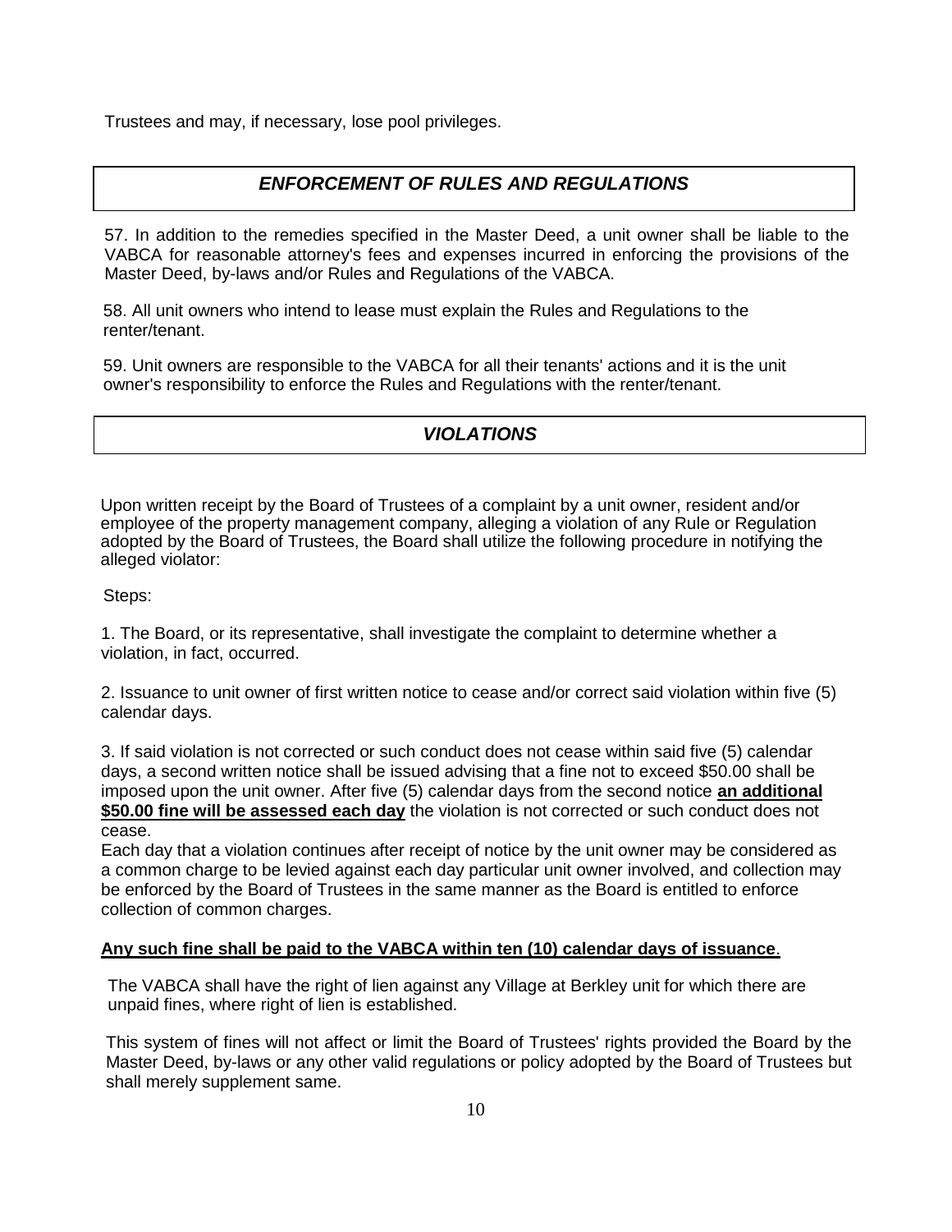Trustees and may, if necessary, lose pool privileges.

## *ENFORCEMENT OF RULES AND REGULATIONS*

57. In addition to the remedies specified in the Master Deed, a unit owner shall be liable to the VABCA for reasonable attorney's fees and expenses incurred in enforcing the provisions of the Master Deed, by-laws and/or Rules and Regulations of the VABCA.

58. All unit owners who intend to lease must explain the Rules and Regulations to the renter/tenant.

59. Unit owners are responsible to the VABCA for all their tenants' actions and it is the unit owner's responsibility to enforce the Rules and Regulations with the renter/tenant.

## *VIOLATIONS*

Upon written receipt by the Board of Trustees of a complaint by a unit owner, resident and/or employee of the property management company, alleging a violation of any Rule or Regulation adopted by the Board of Trustees, the Board shall utilize the following procedure in notifying the alleged violator:

Steps:

1. The Board, or its representative, shall investigate the complaint to determine whether a violation, in fact, occurred.

2. Issuance to unit owner of first written notice to cease and/or correct said violation within five (5) calendar days.

3. If said violation is not corrected or such conduct does not cease within said five (5) calendar days, a second written notice shall be issued advising that a fine not to exceed $50.00 shall be imposed upon the unit owner. After five (5) calendar days from the second notice **an additional $50.00 fine will be assessed each day** the violation is not corrected or such conduct does not cease.

Each day that a violation continues after receipt of notice by the unit owner may be considered as a common charge to be levied against each day particular unit owner involved, and collection may be enforced by the Board of Trustees in the same manner as the Board is entitled to enforce collection of common charges.

**Any such fine shall be paid to the VABCA within ten (10) calendar days of issuance**.

The VABCA shall have the right of lien against any Village at Berkley unit for which there are unpaid fines, where right of lien is established.

This system of fines will not affect or limit the Board of Trustees' rights provided the Board by the Master Deed, by-laws or any other valid regulations or policy adopted by the Board of Trustees but shall merely supplement same.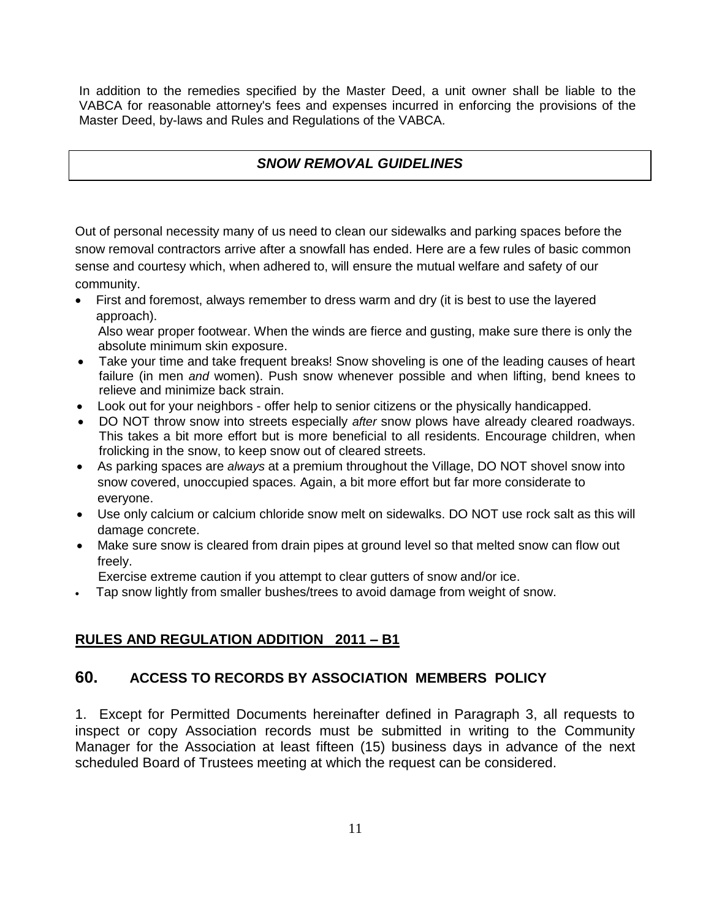In addition to the remedies specified by the Master Deed, a unit owner shall be liable to the VABCA for reasonable attorney's fees and expenses incurred in enforcing the provisions of the Master Deed, by-laws and Rules and Regulations of the VABCA.

## ***SNOW REMOVAL GUIDELINES***

Out of personal necessity many of us need to clean our sidewalks and parking spaces before the snow removal contractors arrive after a snowfall has ended. Here are a few rules of basic common sense and courtesy which, when adhered to, will ensure the mutual welfare and safety of our community.

- First and foremost, always remember to dress warm and dry (it is best to use the layered approach).
  Also wear proper footwear. When the winds are fierce and gusting, make sure there is only the absolute minimum skin exposure.
- Take your time and take frequent breaks! Snow shoveling is one of the leading causes of heart failure (in men *and* women). Push snow whenever possible and when lifting, bend knees to relieve and minimize back strain.
- Look out for your neighbors - offer help to senior citizens or the physically handicapped.
- DO NOT throw snow into streets especially *after* snow plows have already cleared roadways. This takes a bit more effort but is more beneficial to all residents. Encourage children, when frolicking in the snow, to keep snow out of cleared streets.
- As parking spaces are *always* at a premium throughout the Village, DO NOT shovel snow into snow covered, unoccupied spaces. Again, a bit more effort but far more considerate to everyone.
- Use only calcium or calcium chloride snow melt on sidewalks. DO NOT use rock salt as this will damage concrete.
- Make sure snow is cleared from drain pipes at ground level so that melted snow can flow out freely.
  Exercise extreme caution if you attempt to clear gutters of snow and/or ice.
- Tap snow lightly from smaller bushes/trees to avoid damage from weight of snow.

## **RULES AND REGULATION ADDITION 2011 – B1**

## **60. ACCESS TO RECORDS BY ASSOCIATION MEMBERS POLICY**

1. Except for Permitted Documents hereinafter defined in Paragraph 3, all requests to inspect or copy Association records must be submitted in writing to the Community Manager for the Association at least fifteen (15) business days in advance of the next scheduled Board of Trustees meeting at which the request can be considered.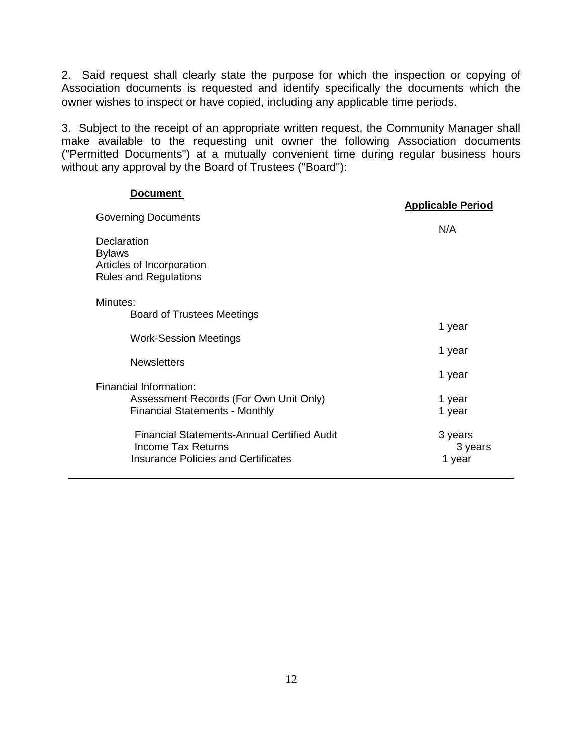2. Said request shall clearly state the purpose for which the inspection or copying of Association documents is requested and identify specifically the documents which the owner wishes to inspect or have copied, including any applicable time periods.

3. Subject to the receipt of an appropriate written request, the Community Manager shall make available to the requesting unit owner the following Association documents ("Permitted Documents") at a mutually convenient time during regular business hours without any approval by the Board of Trustees ("Board"):

| **Document** | **Applicable Period** |
|---|---|
| Governing Documents | N/A |
| Declaration | |
| Bylaws | |
| Articles of Incorporation | |
| Rules and Regulations | |
| Minutes: | |
| Board of Trustees Meetings | 1 year |
| Work-Session Meetings | 1 year |
| Newsletters | 1 year |
| Financial Information: | |
| Assessment Records (For Own Unit Only) | 1 year |
| Financial Statements - Monthly | 1 year |
| Financial Statements-Annual Certified Audit | 3 years |
| Income Tax Returns | 3 years |
| Insurance Policies and Certificates | 1 year |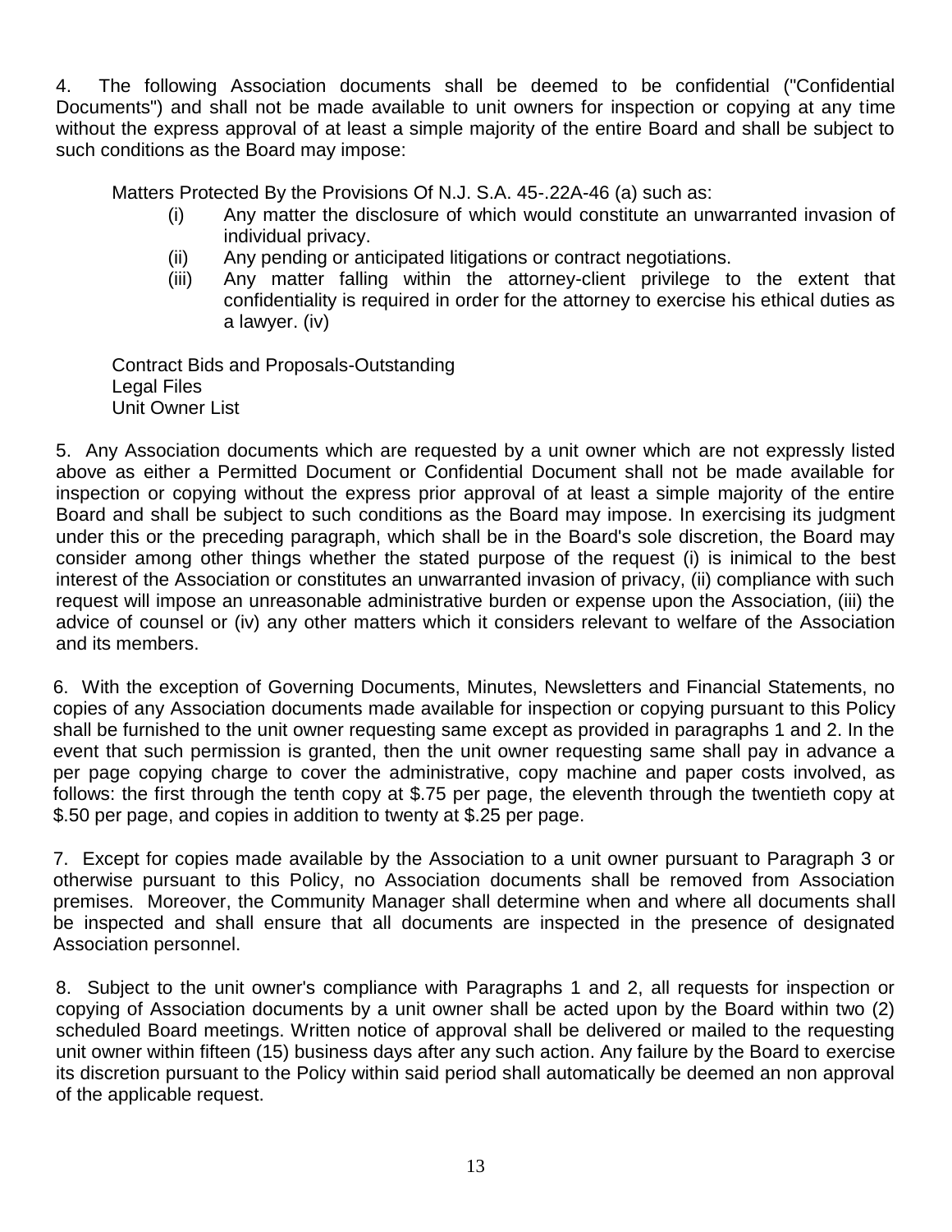4. The following Association documents shall be deemed to be confidential ("Confidential Documents") and shall not be made available to unit owners for inspection or copying at any time without the express approval of at least a simple majority of the entire Board and shall be subject to such conditions as the Board may impose:

Matters Protected By the Provisions Of N.J. S.A. 45-.22A-46 (a) such as:

(i) Any matter the disclosure of which would constitute an unwarranted invasion of individual privacy.
(ii) Any pending or anticipated litigations or contract negotiations.
(iii) Any matter falling within the attorney-client privilege to the extent that confidentiality is required in order for the attorney to exercise his ethical duties as a lawyer. (iv)

Contract Bids and Proposals-Outstanding
Legal Files
Unit Owner List

5. Any Association documents which are requested by a unit owner which are not expressly listed above as either a Permitted Document or Confidential Document shall not be made available for inspection or copying without the express prior approval of at least a simple majority of the entire Board and shall be subject to such conditions as the Board may impose. In exercising its judgment under this or the preceding paragraph, which shall be in the Board's sole discretion, the Board may consider among other things whether the stated purpose of the request (i) is inimical to the best interest of the Association or constitutes an unwarranted invasion of privacy, (ii) compliance with such request will impose an unreasonable administrative burden or expense upon the Association, (iii) the advice of counsel or (iv) any other matters which it considers relevant to welfare of the Association and its members.

6. With the exception of Governing Documents, Minutes, Newsletters and Financial Statements, no copies of any Association documents made available for inspection or copying pursuant to this Policy shall be furnished to the unit owner requesting same except as provided in paragraphs 1 and 2. In the event that such permission is granted, then the unit owner requesting same shall pay in advance a per page copying charge to cover the administrative, copy machine and paper costs involved, as follows: the first through the tenth copy at $.75 per page, the eleventh through the twentieth copy at $.50 per page, and copies in addition to twenty at $.25 per page.

7. Except for copies made available by the Association to a unit owner pursuant to Paragraph 3 or otherwise pursuant to this Policy, no Association documents shall be removed from Association premises. Moreover, the Community Manager shall determine when and where all documents shall be inspected and shall ensure that all documents are inspected in the presence of designated Association personnel.

8. Subject to the unit owner's compliance with Paragraphs 1 and 2, all requests for inspection or copying of Association documents by a unit owner shall be acted upon by the Board within two (2) scheduled Board meetings. Written notice of approval shall be delivered or mailed to the requesting unit owner within fifteen (15) business days after any such action. Any failure by the Board to exercise its discretion pursuant to the Policy within said period shall automatically be deemed an non approval of the applicable request.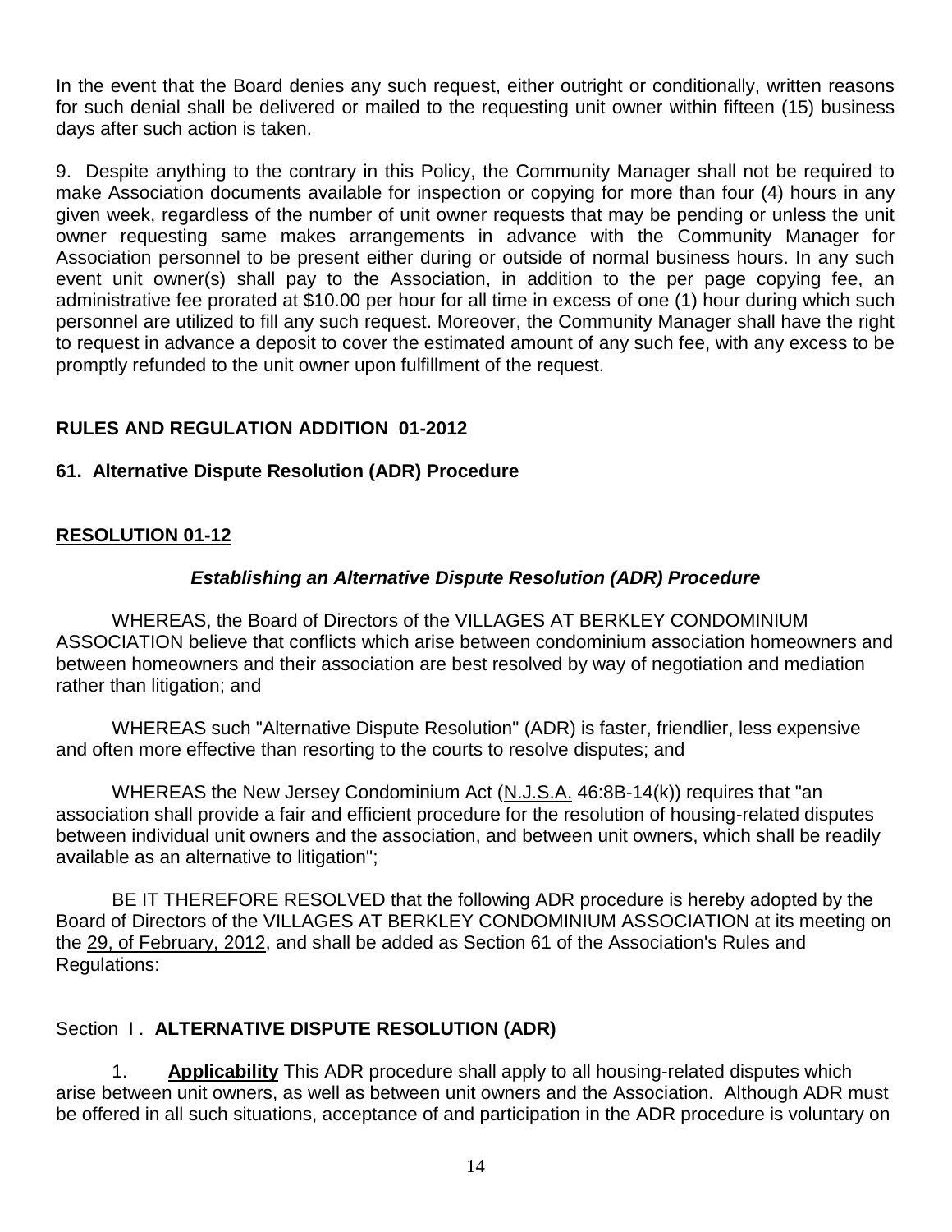In the event that the Board denies any such request, either outright or conditionally, written reasons for such denial shall be delivered or mailed to the requesting unit owner within fifteen (15) business days after such action is taken.

9. Despite anything to the contrary in this Policy, the Community Manager shall not be required to make Association documents available for inspection or copying for more than four (4) hours in any given week, regardless of the number of unit owner requests that may be pending or unless the unit owner requesting same makes arrangements in advance with the Community Manager for Association personnel to be present either during or outside of normal business hours. In any such event unit owner(s) shall pay to the Association, in addition to the per page copying fee, an administrative fee prorated at $10.00 per hour for all time in excess of one (1) hour during which such personnel are utilized to fill any such request. Moreover, the Community Manager shall have the right to request in advance a deposit to cover the estimated amount of any such fee, with any excess to be promptly refunded to the unit owner upon fulfillment of the request.

## RULES AND REGULATION ADDITION 01-2012

### 61. Alternative Dispute Resolution (ADR) Procedure

## RESOLUTION 01-12

### *Establishing an Alternative Dispute Resolution (ADR) Procedure*

WHEREAS, the Board of Directors of the VILLAGES AT BERKLEY CONDOMINIUM ASSOCIATION believe that conflicts which arise between condominium association homeowners and between homeowners and their association are best resolved by way of negotiation and mediation rather than litigation; and

WHEREAS such "Alternative Dispute Resolution" (ADR) is faster, friendlier, less expensive and often more effective than resorting to the courts to resolve disputes; and

WHEREAS the New Jersey Condominium Act (N.J.S.A. 46:8B-14(k)) requires that "an association shall provide a fair and efficient procedure for the resolution of housing-related disputes between individual unit owners and the association, and between unit owners, which shall be readily available as an alternative to litigation";

BE IT THEREFORE RESOLVED that the following ADR procedure is hereby adopted by the Board of Directors of the VILLAGES AT BERKLEY CONDOMINIUM ASSOCIATION at its meeting on the 29, of February, 2012, and shall be added as Section 61 of the Association's Rules and Regulations:

Section I. **ALTERNATIVE DISPUTE RESOLUTION (ADR)**

1. **Applicability** This ADR procedure shall apply to all housing-related disputes which arise between unit owners, as well as between unit owners and the Association. Although ADR must be offered in all such situations, acceptance of and participation in the ADR procedure is voluntary on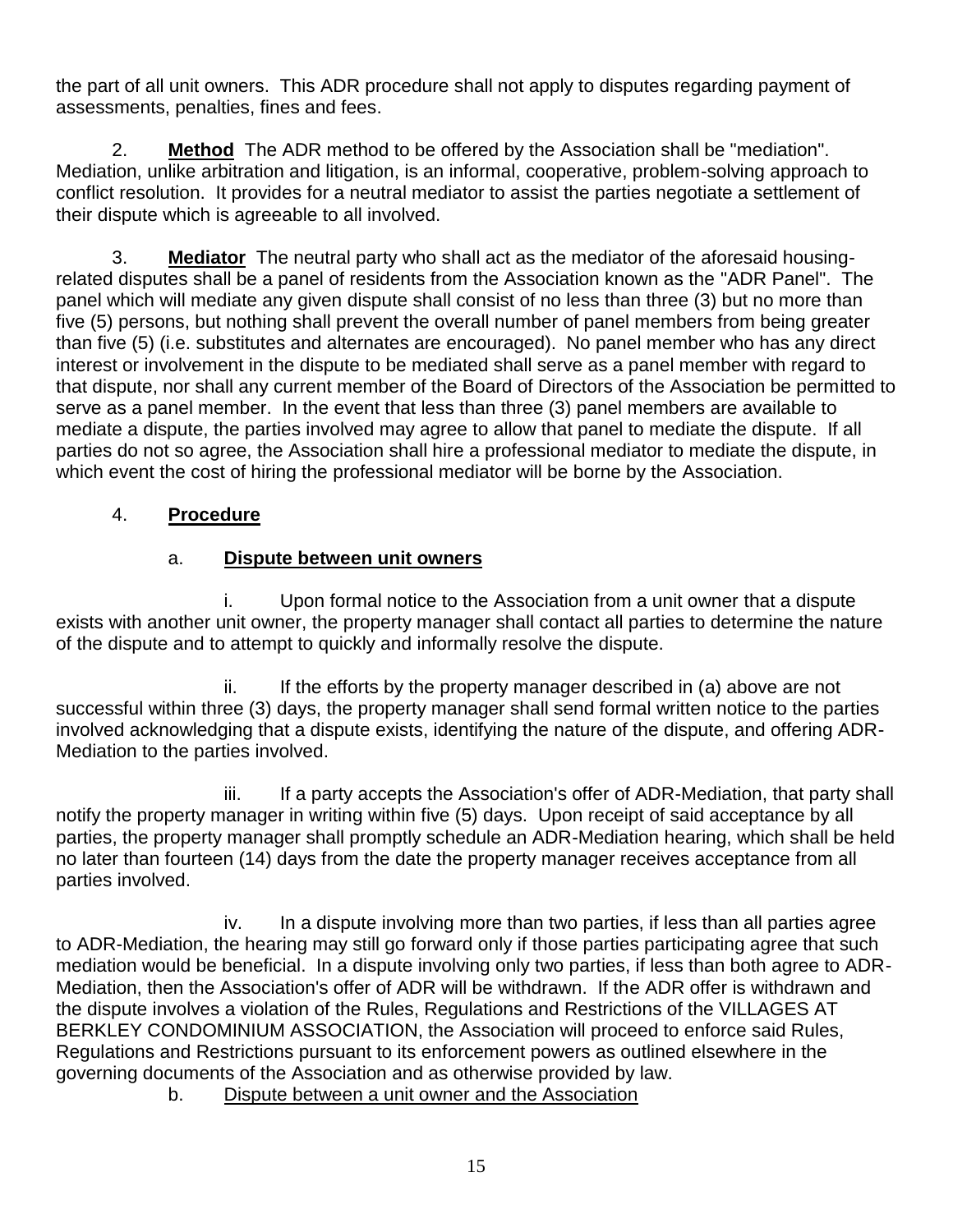the part of all unit owners. This ADR procedure shall not apply to disputes regarding payment of assessments, penalties, fines and fees.

2. **Method** The ADR method to be offered by the Association shall be "mediation". Mediation, unlike arbitration and litigation, is an informal, cooperative, problem-solving approach to conflict resolution. It provides for a neutral mediator to assist the parties negotiate a settlement of their dispute which is agreeable to all involved.

3. **Mediator** The neutral party who shall act as the mediator of the aforesaid housing-related disputes shall be a panel of residents from the Association known as the "ADR Panel". The panel which will mediate any given dispute shall consist of no less than three (3) but no more than five (5) persons, but nothing shall prevent the overall number of panel members from being greater than five (5) (i.e. substitutes and alternates are encouraged). No panel member who has any direct interest or involvement in the dispute to be mediated shall serve as a panel member with regard to that dispute, nor shall any current member of the Board of Directors of the Association be permitted to serve as a panel member. In the event that less than three (3) panel members are available to mediate a dispute, the parties involved may agree to allow that panel to mediate the dispute. If all parties do not so agree, the Association shall hire a professional mediator to mediate the dispute, in which event the cost of hiring the professional mediator will be borne by the Association.

4. **Procedure**

a. **Dispute between unit owners**

i. Upon formal notice to the Association from a unit owner that a dispute exists with another unit owner, the property manager shall contact all parties to determine the nature of the dispute and to attempt to quickly and informally resolve the dispute.

ii. If the efforts by the property manager described in (a) above are not successful within three (3) days, the property manager shall send formal written notice to the parties involved acknowledging that a dispute exists, identifying the nature of the dispute, and offering ADR-Mediation to the parties involved.

iii. If a party accepts the Association's offer of ADR-Mediation, that party shall notify the property manager in writing within five (5) days. Upon receipt of said acceptance by all parties, the property manager shall promptly schedule an ADR-Mediation hearing, which shall be held no later than fourteen (14) days from the date the property manager receives acceptance from all parties involved.

iv. In a dispute involving more than two parties, if less than all parties agree to ADR-Mediation, the hearing may still go forward only if those parties participating agree that such mediation would be beneficial. In a dispute involving only two parties, if less than both agree to ADR-Mediation, then the Association's offer of ADR will be withdrawn. If the ADR offer is withdrawn and the dispute involves a violation of the Rules, Regulations and Restrictions of the VILLAGES AT BERKLEY CONDOMINIUM ASSOCIATION, the Association will proceed to enforce said Rules, Regulations and Restrictions pursuant to its enforcement powers as outlined elsewhere in the governing documents of the Association and as otherwise provided by law.

b. Dispute between a unit owner and the Association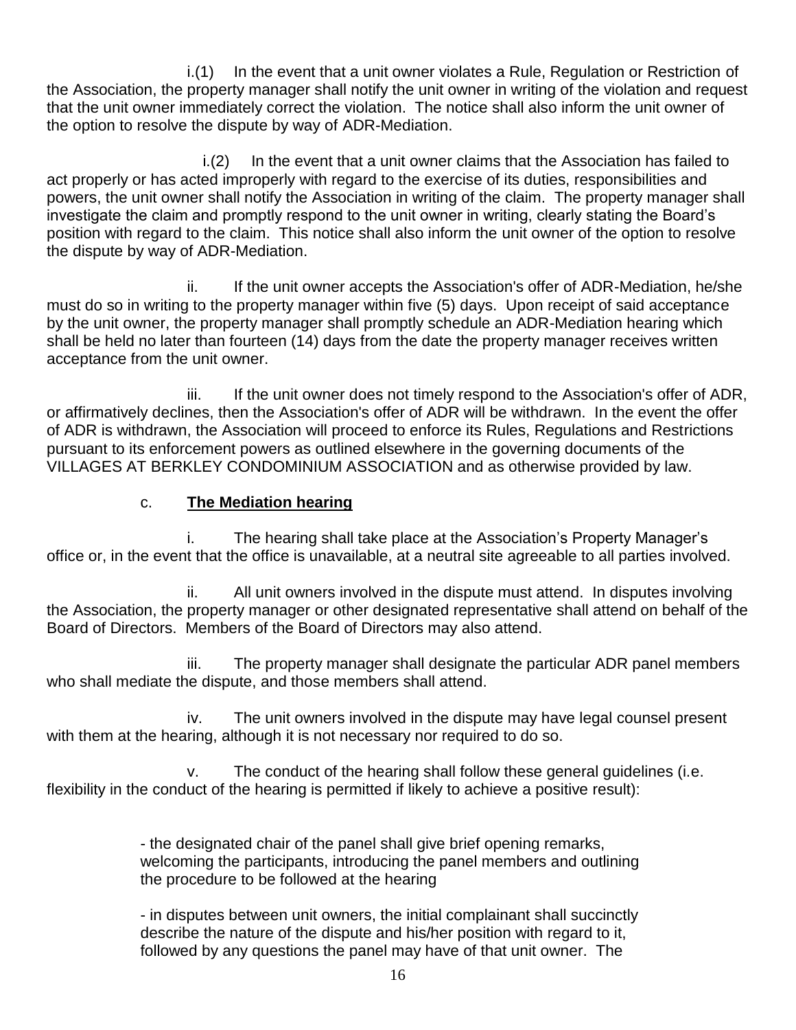i.(1) In the event that a unit owner violates a Rule, Regulation or Restriction of the Association, the property manager shall notify the unit owner in writing of the violation and request that the unit owner immediately correct the violation. The notice shall also inform the unit owner of the option to resolve the dispute by way of ADR-Mediation.

i.(2) In the event that a unit owner claims that the Association has failed to act properly or has acted improperly with regard to the exercise of its duties, responsibilities and powers, the unit owner shall notify the Association in writing of the claim. The property manager shall investigate the claim and promptly respond to the unit owner in writing, clearly stating the Board's position with regard to the claim. This notice shall also inform the unit owner of the option to resolve the dispute by way of ADR-Mediation.

ii. If the unit owner accepts the Association's offer of ADR-Mediation, he/she must do so in writing to the property manager within five (5) days. Upon receipt of said acceptance by the unit owner, the property manager shall promptly schedule an ADR-Mediation hearing which shall be held no later than fourteen (14) days from the date the property manager receives written acceptance from the unit owner.

iii. If the unit owner does not timely respond to the Association's offer of ADR, or affirmatively declines, then the Association's offer of ADR will be withdrawn. In the event the offer of ADR is withdrawn, the Association will proceed to enforce its Rules, Regulations and Restrictions pursuant to its enforcement powers as outlined elsewhere in the governing documents of the VILLAGES AT BERKLEY CONDOMINIUM ASSOCIATION and as otherwise provided by law.

c. **<u>The Mediation hearing</u>**

i. The hearing shall take place at the Association's Property Manager's office or, in the event that the office is unavailable, at a neutral site agreeable to all parties involved.

ii. All unit owners involved in the dispute must attend. In disputes involving the Association, the property manager or other designated representative shall attend on behalf of the Board of Directors. Members of the Board of Directors may also attend.

iii. The property manager shall designate the particular ADR panel members who shall mediate the dispute, and those members shall attend.

iv. The unit owners involved in the dispute may have legal counsel present with them at the hearing, although it is not necessary nor required to do so.

v. The conduct of the hearing shall follow these general guidelines (i.e. flexibility in the conduct of the hearing is permitted if likely to achieve a positive result):

- the designated chair of the panel shall give brief opening remarks, welcoming the participants, introducing the panel members and outlining the procedure to be followed at the hearing

- in disputes between unit owners, the initial complainant shall succinctly describe the nature of the dispute and his/her position with regard to it, followed by any questions the panel may have of that unit owner. The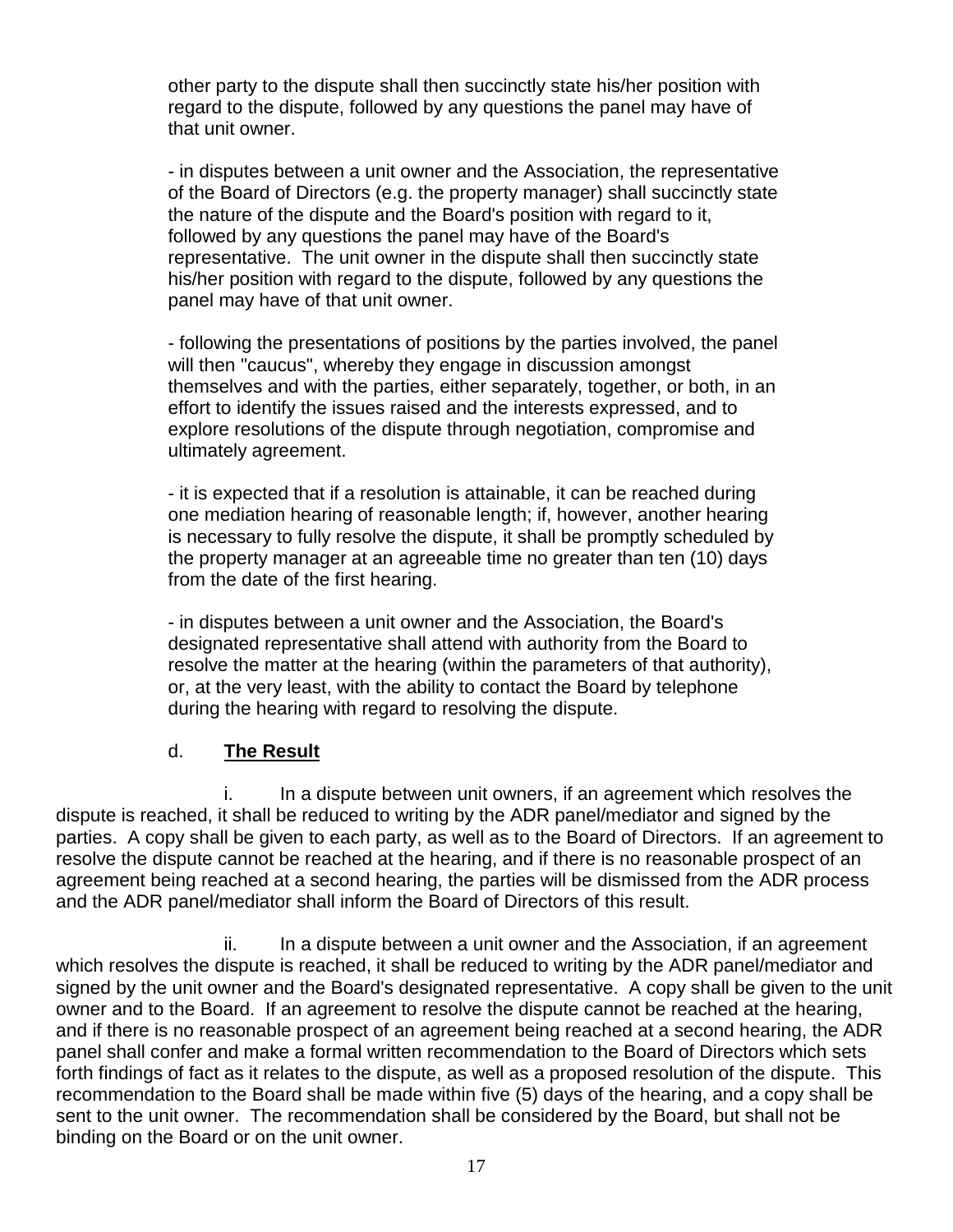other party to the dispute shall then succinctly state his/her position with regard to the dispute, followed by any questions the panel may have of that unit owner.

- in disputes between a unit owner and the Association, the representative of the Board of Directors (e.g. the property manager) shall succinctly state the nature of the dispute and the Board's position with regard to it, followed by any questions the panel may have of the Board's representative. The unit owner in the dispute shall then succinctly state his/her position with regard to the dispute, followed by any questions the panel may have of that unit owner.

- following the presentations of positions by the parties involved, the panel will then "caucus", whereby they engage in discussion amongst themselves and with the parties, either separately, together, or both, in an effort to identify the issues raised and the interests expressed, and to explore resolutions of the dispute through negotiation, compromise and ultimately agreement.

- it is expected that if a resolution is attainable, it can be reached during one mediation hearing of reasonable length; if, however, another hearing is necessary to fully resolve the dispute, it shall be promptly scheduled by the property manager at an agreeable time no greater than ten (10) days from the date of the first hearing.

- in disputes between a unit owner and the Association, the Board's designated representative shall attend with authority from the Board to resolve the matter at the hearing (within the parameters of that authority), or, at the very least, with the ability to contact the Board by telephone during the hearing with regard to resolving the dispute.

d. **The Result**

i. In a dispute between unit owners, if an agreement which resolves the dispute is reached, it shall be reduced to writing by the ADR panel/mediator and signed by the parties. A copy shall be given to each party, as well as to the Board of Directors. If an agreement to resolve the dispute cannot be reached at the hearing, and if there is no reasonable prospect of an agreement being reached at a second hearing, the parties will be dismissed from the ADR process and the ADR panel/mediator shall inform the Board of Directors of this result.

ii. In a dispute between a unit owner and the Association, if an agreement which resolves the dispute is reached, it shall be reduced to writing by the ADR panel/mediator and signed by the unit owner and the Board's designated representative. A copy shall be given to the unit owner and to the Board. If an agreement to resolve the dispute cannot be reached at the hearing, and if there is no reasonable prospect of an agreement being reached at a second hearing, the ADR panel shall confer and make a formal written recommendation to the Board of Directors which sets forth findings of fact as it relates to the dispute, as well as a proposed resolution of the dispute. This recommendation to the Board shall be made within five (5) days of the hearing, and a copy shall be sent to the unit owner. The recommendation shall be considered by the Board, but shall not be binding on the Board or on the unit owner.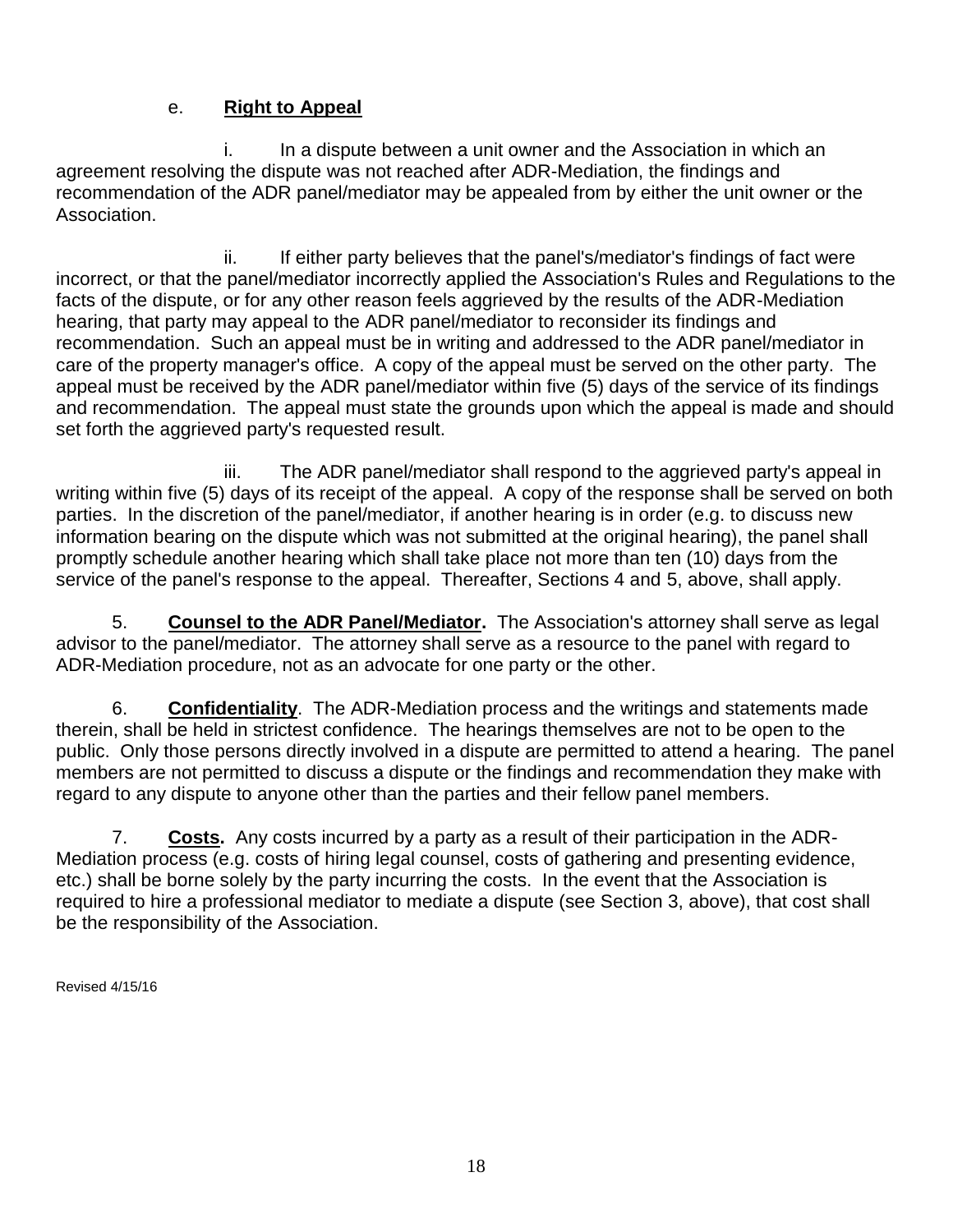e. **Right to Appeal**

i. In a dispute between a unit owner and the Association in which an agreement resolving the dispute was not reached after ADR-Mediation, the findings and recommendation of the ADR panel/mediator may be appealed from by either the unit owner or the Association.

ii. If either party believes that the panel's/mediator's findings of fact were incorrect, or that the panel/mediator incorrectly applied the Association's Rules and Regulations to the facts of the dispute, or for any other reason feels aggrieved by the results of the ADR-Mediation hearing, that party may appeal to the ADR panel/mediator to reconsider its findings and recommendation. Such an appeal must be in writing and addressed to the ADR panel/mediator in care of the property manager's office. A copy of the appeal must be served on the other party. The appeal must be received by the ADR panel/mediator within five (5) days of the service of its findings and recommendation. The appeal must state the grounds upon which the appeal is made and should set forth the aggrieved party's requested result.

iii. The ADR panel/mediator shall respond to the aggrieved party's appeal in writing within five (5) days of its receipt of the appeal. A copy of the response shall be served on both parties. In the discretion of the panel/mediator, if another hearing is in order (e.g. to discuss new information bearing on the dispute which was not submitted at the original hearing), the panel shall promptly schedule another hearing which shall take place not more than ten (10) days from the service of the panel's response to the appeal. Thereafter, Sections 4 and 5, above, shall apply.

5. **Counsel to the ADR Panel/Mediator.** The Association's attorney shall serve as legal advisor to the panel/mediator. The attorney shall serve as a resource to the panel with regard to ADR-Mediation procedure, not as an advocate for one party or the other.

6. **Confidentiality**. The ADR-Mediation process and the writings and statements made therein, shall be held in strictest confidence. The hearings themselves are not to be open to the public. Only those persons directly involved in a dispute are permitted to attend a hearing. The panel members are not permitted to discuss a dispute or the findings and recommendation they make with regard to any dispute to anyone other than the parties and their fellow panel members.

7. **Costs.** Any costs incurred by a party as a result of their participation in the ADR-Mediation process (e.g. costs of hiring legal counsel, costs of gathering and presenting evidence, etc.) shall be borne solely by the party incurring the costs. In the event that the Association is required to hire a professional mediator to mediate a dispute (see Section 3, above), that cost shall be the responsibility of the Association.

Revised 4/15/16